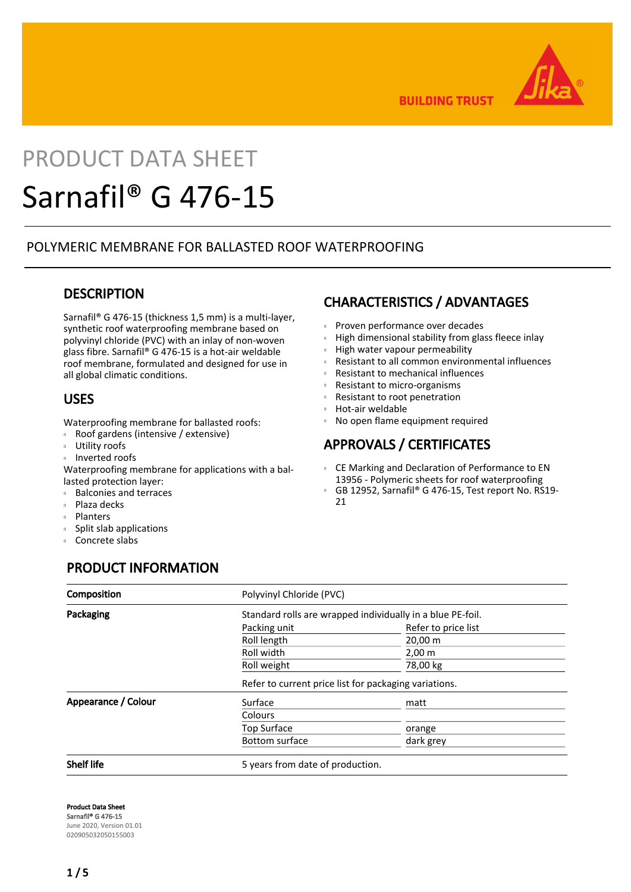PRODUCT DATA SHEET

# Sarnafil® G 476-15

POLYMERIC MEMBRANE FOR BALLASTED ROOF WATERPROOFING

## DESCRIPTION

Sarnafil® G 476-15 (thickness 1,5 mm) is a multi-layer, synthetic roof waterproofing membrane based on polyvinyl chloride (PVC) with an inlay of non-woven glass fibre. Sarnafil® G 476-15 is a hot-air weldable roof membrane, formulated and designed for use in all global climatic conditions.

## USES

Waterproofing membrane for ballasted roofs:
- Roof gardens (intensive / extensive)
- Utility roofs
- Inverted roofs

Waterproofing membrane for applications with a ballasted protection layer:
- Balconies and terraces
- Plaza decks
- Planters
- Split slab applications
- Concrete slabs

## CHARACTERISTICS / ADVANTAGES

- Proven performance over decades
- High dimensional stability from glass fleece inlay
- High water vapour permeability
- Resistant to all common environmental influences
- Resistant to mechanical influences
- Resistant to micro-organisms
- Resistant to root penetration
- Hot-air weldable
- No open flame equipment required

## APPROVALS / CERTIFICATES

- CE Marking and Declaration of Performance to EN 13956 - Polymeric sheets for roof waterproofing
- GB 12952, Sarnafil® G 476-15, Test report No. RS19-21

## PRODUCT INFORMATION

| | | |
|---|---|---|
| **Composition** | Polyvinyl Chloride (PVC) | |
| **Packaging** | Standard rolls are wrapped individually in a blue PE-foil. | |
| | Packing unit | Refer to price list |
| | Roll length | 20,00 m |
| | Roll width | 2,00 m |
| | Roll weight | 78,00 kg |
| | Refer to current price list for packaging variations. | |
| **Appearance / Colour** | Surface | matt |
| | Colours | |
| | Top Surface | orange |
| | Bottom surface | dark grey |
| **Shelf life** | 5 years from date of production. | |

**Product Data Sheet**
**Sarnafil® G 476-15**
June 2020, Version 01.01
020905032050155003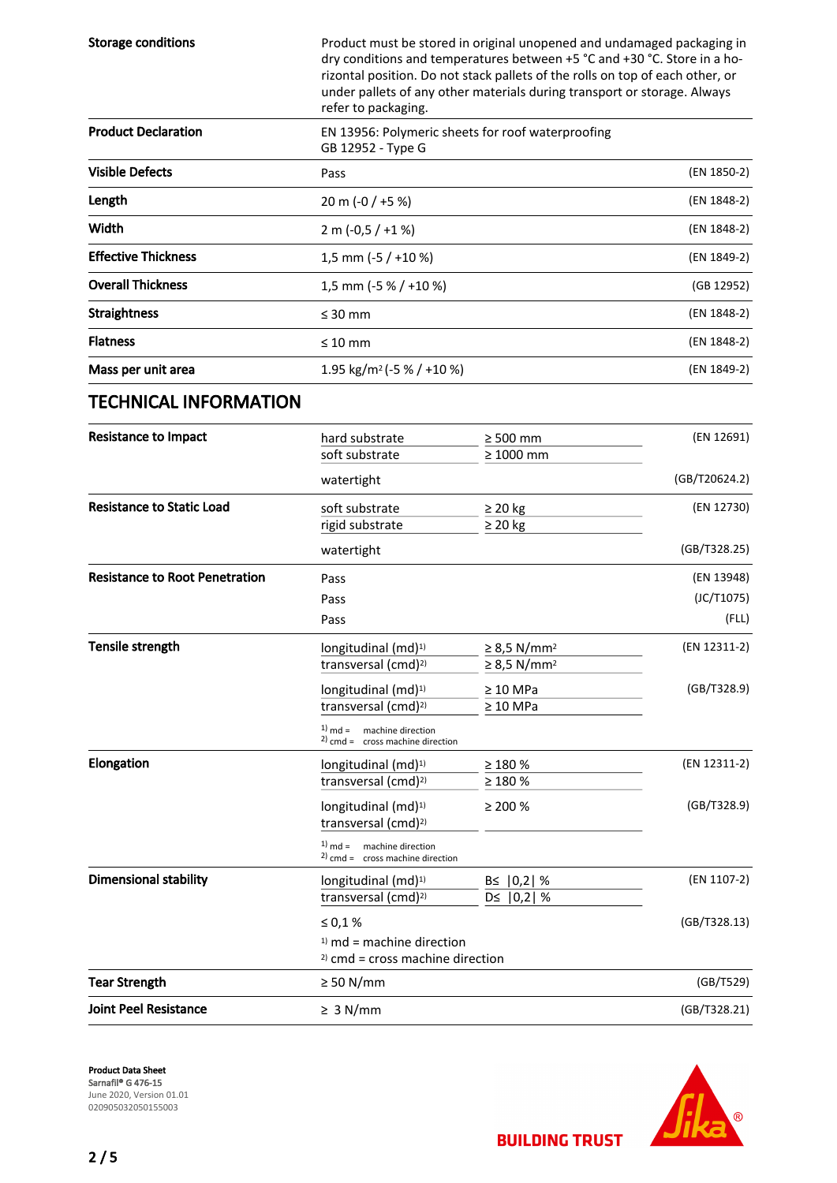| | | |
|---|---|---|
| **Storage conditions** | Product must be stored in original unopened and undamaged packaging in dry conditions and temperatures between +5 °C and +30 °C. Store in a horizontal position. Do not stack pallets of the rolls on top of each other, or under pallets of any other materials during transport or storage. Always refer to packaging. | |
| **Product Declaration** | EN 13956: Polymeric sheets for roof waterproofing<br>GB 12952 - Type G | |
| **Visible Defects** | Pass | (EN 1850-2) |
| **Length** | 20 m (-0 / +5 %) | (EN 1848-2) |
| **Width** | 2 m (-0,5 / +1 %) | (EN 1848-2) |
| **Effective Thickness** | 1,5 mm (-5 / +10 %) | (EN 1849-2) |
| **Overall Thickness** | 1,5 mm (-5 % / +10 %) | (GB 12952) |
| **Straightness** | ≤ 30 mm | (EN 1848-2) |
| **Flatness** | ≤ 10 mm | (EN 1848-2) |
| **Mass per unit area** | 1.95 kg/m² (-5 % / +10 %) | (EN 1849-2) |

## TECHNICAL INFORMATION

| | | | |
|---|---|---|---|
| **Resistance to Impact** | hard substrate | ≥ 500 mm | (EN 12691) |
| | soft substrate | ≥ 1000 mm | |
| | watertight | | (GB/T20624.2) |
| **Resistance to Static Load** | soft substrate | ≥ 20 kg | (EN 12730) |
| | rigid substrate | ≥ 20 kg | |
| | watertight | | (GB/T328.25) |
| **Resistance to Root Penetration** | Pass | | (EN 13948) |
| | Pass | | (JC/T1075) |
| | Pass | | (FLL) |
| **Tensile strength** | longitudinal (md)[1] | ≥ 8,5 N/mm² | (EN 12311-2) |
| | transversal (cmd)[2] | ≥ 8,5 N/mm² | |
| | longitudinal (md)[1] | ≥ 10 MPa | (GB/T328.9) |
| | transversal (cmd)[2] | ≥ 10 MPa | |
| | [1] md = machine direction<br>[2] cmd = cross machine direction | | |
| **Elongation** | longitudinal (md)[1] | ≥ 180 % | (EN 12311-2) |
| | transversal (cmd)[2] | ≥ 180 % | |
| | longitudinal (md)[1]<br>transversal (cmd)[2] | ≥ 200 % | (GB/T328.9) |
| | [1] md = machine direction<br>[2] cmd = cross machine direction | | |
| **Dimensional stability** | longitudinal (md)[1] | B≤ \|0,2\| % | (EN 1107-2) |
| | transversal (cmd)[2] | D≤ \|0,2\| % | |
| | ≤ 0,1 % | | (GB/T328.13) |
| | [1] md = machine direction<br>[2] cmd = cross machine direction | | |
| **Tear Strength** | ≥ 50 N/mm | | (GB/T529) |
| **Joint Peel Resistance** | ≥ 3 N/mm | | (GB/T328.21) |

**Product Data Sheet**
**Sarnafil® G 476-15**
June 2020, Version 01.01
020905032050155003

BUILDING TRUST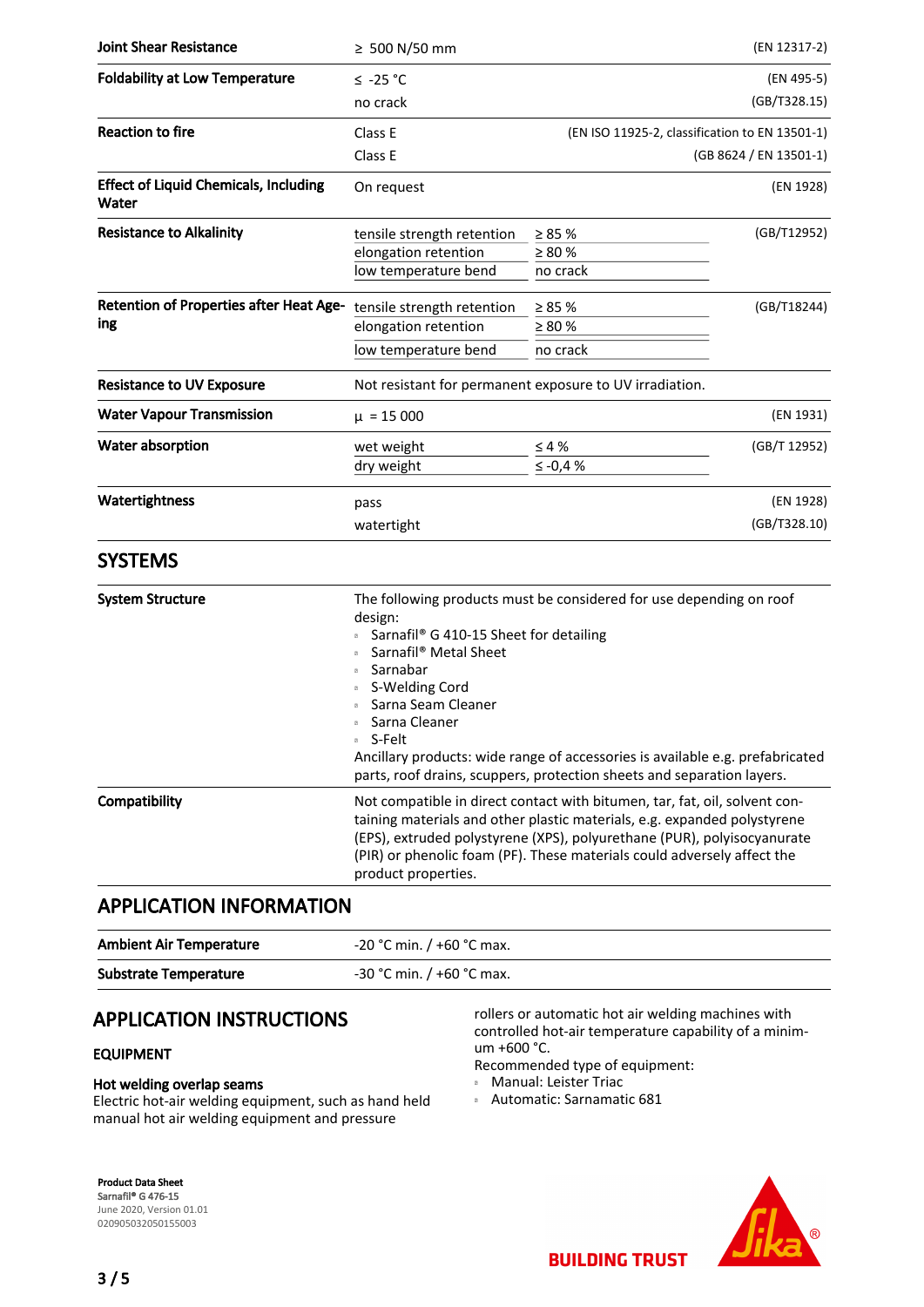| | | | |
|---|---|---|---|
| **Joint Shear Resistance** | ≥ 500 N/50 mm | | (EN 12317-2) |
| **Foldability at Low Temperature** | ≤ -25 °C | | (EN 495-5) |
| | no crack | | (GB/T328.15) |
| **Reaction to fire** | Class E | | (EN ISO 11925-2, classification to EN 13501-1) |
| | Class E | | (GB 8624 / EN 13501-1) |
| **Effect of Liquid Chemicals, Including Water** | On request | | (EN 1928) |
| **Resistance to Alkalinity** | tensile strength retention | ≥ 85 % | (GB/T12952) |
| | elongation retention | ≥ 80 % | |
| | low temperature bend | no crack | |
| **Retention of Properties after Heat Ageing** | tensile strength retention | ≥ 85 % | (GB/T18244) |
| | elongation retention | ≥ 80 % | |
| | low temperature bend | no crack | |
| **Resistance to UV Exposure** | Not resistant for permanent exposure to UV irradiation. | | |
| **Water Vapour Transmission** | μ = 15 000 | | (EN 1931) |
| **Water absorption** | wet weight | ≤ 4 % | (GB/T 12952) |
| | dry weight | ≤ -0,4 % | |
| **Watertightness** | pass | | (EN 1928) |
| | watertight | | (GB/T328.10) |

## SYSTEMS

**System Structure**

The following products must be considered for use depending on roof design:
- Sarnafil® G 410-15 Sheet for detailing
- Sarnafil® Metal Sheet
- Sarnabar
- S-Welding Cord
- Sarna Seam Cleaner
- Sarna Cleaner
- S-Felt

Ancillary products: wide range of accessories is available e.g. prefabricated parts, roof drains, scuppers, protection sheets and separation layers.

**Compatibility**

Not compatible in direct contact with bitumen, tar, fat, oil, solvent containing materials and other plastic materials, e.g. expanded polystyrene (EPS), extruded polystyrene (XPS), polyurethane (PUR), polyisocyanurate (PIR) or phenolic foam (PF). These materials could adversely affect the product properties.

## APPLICATION INFORMATION

| | |
|---|---|
| **Ambient Air Temperature** | -20 °C min. / +60 °C max. |
| **Substrate Temperature** | -30 °C min. / +60 °C max. |

## APPLICATION INSTRUCTIONS

### EQUIPMENT

**Hot welding overlap seams**

Electric hot-air welding equipment, such as hand held manual hot air welding equipment and pressure rollers or automatic hot air welding machines with controlled hot-air temperature capability of a minimum +600 °C.

Recommended type of equipment:
- Manual: Leister Triac
- Automatic: Sarnamatic 681

**Product Data Sheet**
Sarnafil® G 476-15
June 2020, Version 01.01
020905032050155003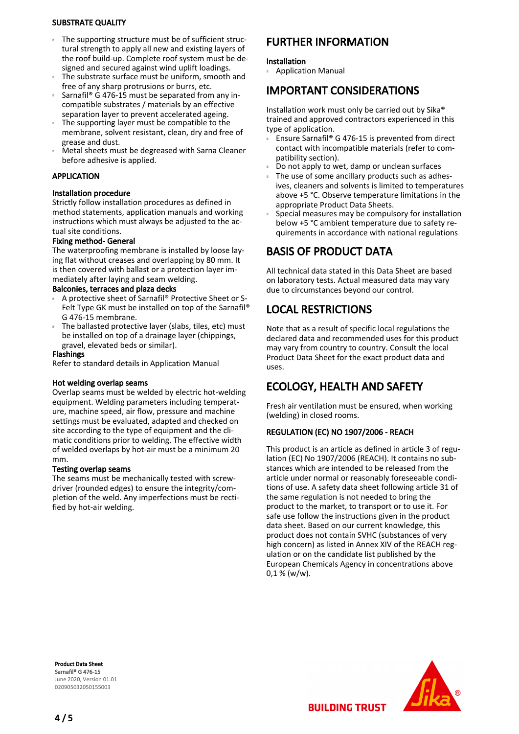### SUBSTRATE QUALITY

- The supporting structure must be of sufficient structural strength to apply all new and existing layers of the roof build-up. Complete roof system must be designed and secured against wind uplift loadings.
- The substrate surface must be uniform, smooth and free of any sharp protrusions or burrs, etc.
- Sarnafil® G 476-15 must be separated from any incompatible substrates / materials by an effective separation layer to prevent accelerated ageing.
- The supporting layer must be compatible to the membrane, solvent resistant, clean, dry and free of grease and dust.
- Metal sheets must be degreased with Sarna Cleaner before adhesive is applied.

### APPLICATION

**Installation procedure**

Strictly follow installation procedures as defined in method statements, application manuals and working instructions which must always be adjusted to the actual site conditions.

**Fixing method- General**

The waterproofing membrane is installed by loose laying flat without creases and overlapping by 80 mm. It is then covered with ballast or a protection layer immediately after laying and seam welding.

**Balconies, terraces and plaza decks**

- A protective sheet of Sarnafil® Protective Sheet or S-Felt Type GK must be installed on top of the Sarnafil® G 476-15 membrane.
- The ballasted protective layer (slabs, tiles, etc) must be installed on top of a drainage layer (chippings, gravel, elevated beds or similar).

**Flashings**

Refer to standard details in Application Manual

**Hot welding overlap seams**

Overlap seams must be welded by electric hot-welding equipment. Welding parameters including temperature, machine speed, air flow, pressure and machine settings must be evaluated, adapted and checked on site according to the type of equipment and the climatic conditions prior to welding. The effective width of welded overlaps by hot-air must be a minimum 20 mm.

**Testing overlap seams**

The seams must be mechanically tested with screwdriver (rounded edges) to ensure the integrity/completion of the weld. Any imperfections must be rectified by hot-air welding.

## FURTHER INFORMATION

**Installation**

- Application Manual

## IMPORTANT CONSIDERATIONS

Installation work must only be carried out by Sika® trained and approved contractors experienced in this type of application.

- Ensure Sarnafil® G 476-15 is prevented from direct contact with incompatible materials (refer to compatibility section).
- Do not apply to wet, damp or unclean surfaces
- The use of some ancillary products such as adhesives, cleaners and solvents is limited to temperatures above +5 °C. Observe temperature limitations in the appropriate Product Data Sheets.
- Special measures may be compulsory for installation below +5 °C ambient temperature due to safety requirements in accordance with national regulations

## BASIS OF PRODUCT DATA

All technical data stated in this Data Sheet are based on laboratory tests. Actual measured data may vary due to circumstances beyond our control.

## LOCAL RESTRICTIONS

Note that as a result of specific local regulations the declared data and recommended uses for this product may vary from country to country. Consult the local Product Data Sheet for the exact product data and uses.

## ECOLOGY, HEALTH AND SAFETY

Fresh air ventilation must be ensured, when working (welding) in closed rooms.

### REGULATION (EC) NO 1907/2006 - REACH

This product is an article as defined in article 3 of regulation (EC) No 1907/2006 (REACH). It contains no substances which are intended to be released from the article under normal or reasonably foreseeable conditions of use. A safety data sheet following article 31 of the same regulation is not needed to bring the product to the market, to transport or to use it. For safe use follow the instructions given in the product data sheet. Based on our current knowledge, this product does not contain SVHC (substances of very high concern) as listed in Annex XIV of the REACH regulation or on the candidate list published by the European Chemicals Agency in concentrations above 0,1 % (w/w).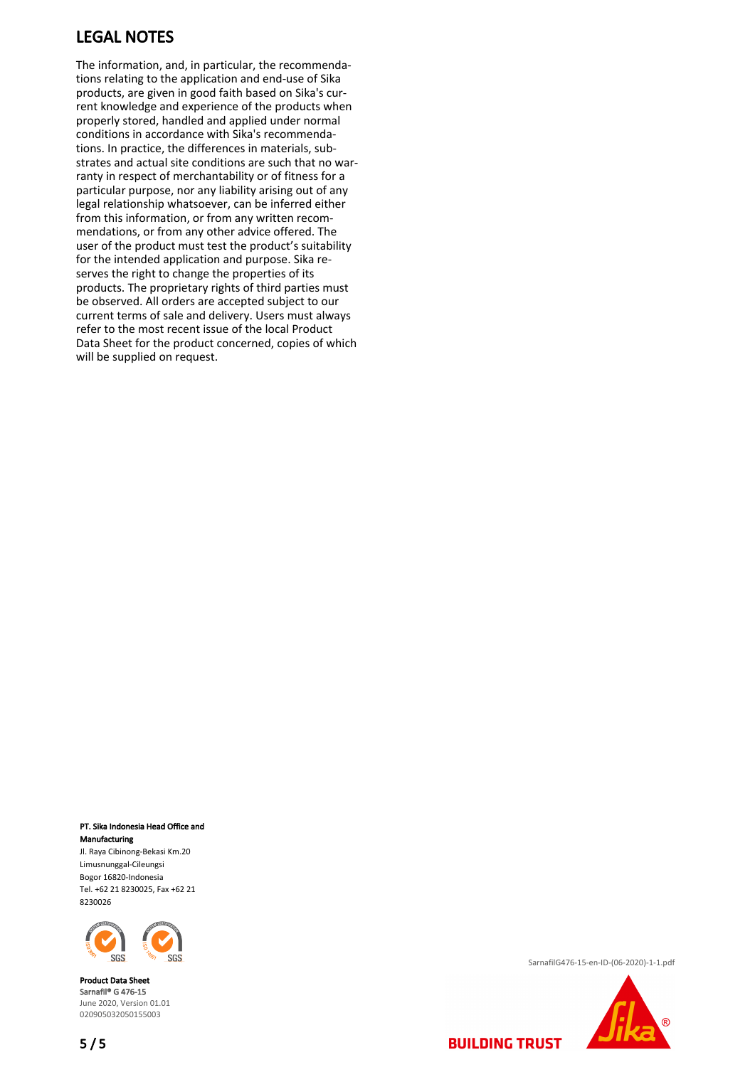## LEGAL NOTES

The information, and, in particular, the recommendations relating to the application and end-use of Sika products, are given in good faith based on Sika's current knowledge and experience of the products when properly stored, handled and applied under normal conditions in accordance with Sika's recommendations. In practice, the differences in materials, substrates and actual site conditions are such that no warranty in respect of merchantability or of fitness for a particular purpose, nor any liability arising out of any legal relationship whatsoever, can be inferred either from this information, or from any written recommendations, or from any other advice offered. The user of the product must test the product's suitability for the intended application and purpose. Sika reserves the right to change the properties of its products. The proprietary rights of third parties must be observed. All orders are accepted subject to our current terms of sale and delivery. Users must always refer to the most recent issue of the local Product Data Sheet for the product concerned, copies of which will be supplied on request.

**PT. Sika Indonesia Head Office and Manufacturing**
Jl. Raya Cibinong-Bekasi Km.20
Limusnunggal-Cileungsi
Bogor 16820-Indonesia
Tel. +62 21 8230025, Fax +62 21 8230026

**Product Data Sheet**
**Sarnafil® G 476-15**
June 2020, Version 01.01
020905032050155003

SarnafilG476-15-en-ID-(06-2020)-1-1.pdf

BUILDING TRUST